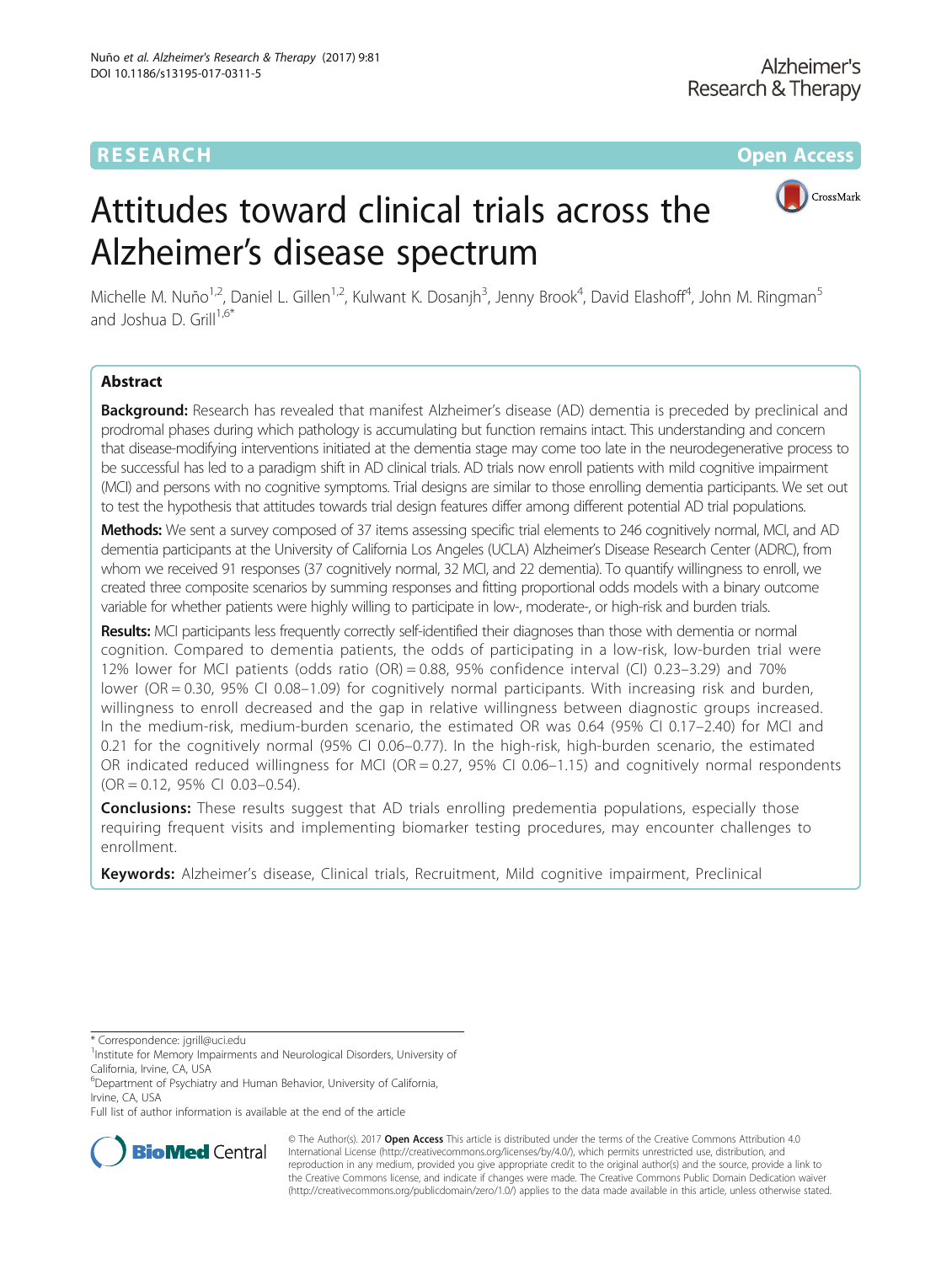RESEARCH

Open Access

# Attitudes toward clinical trials across the Alzheimer's disease spectrum

Michelle M. Nuño[1,2], Daniel L. Gillen[1,2], Kulwant K. Dosanjh[3], Jenny Brook[4], David Elashoff[4], John M. Ringman[5] and Joshua D. Grill[1,6*]

## Abstract

**Background:** Research has revealed that manifest Alzheimer's disease (AD) dementia is preceded by preclinical and prodromal phases during which pathology is accumulating but function remains intact. This understanding and concern that disease-modifying interventions initiated at the dementia stage may come too late in the neurodegenerative process to be successful has led to a paradigm shift in AD clinical trials. AD trials now enroll patients with mild cognitive impairment (MCI) and persons with no cognitive symptoms. Trial designs are similar to those enrolling dementia participants. We set out to test the hypothesis that attitudes towards trial design features differ among different potential AD trial populations.

**Methods:** We sent a survey composed of 37 items assessing specific trial elements to 246 cognitively normal, MCI, and AD dementia participants at the University of California Los Angeles (UCLA) Alzheimer's Disease Research Center (ADRC), from whom we received 91 responses (37 cognitively normal, 32 MCI, and 22 dementia). To quantify willingness to enroll, we created three composite scenarios by summing responses and fitting proportional odds models with a binary outcome variable for whether patients were highly willing to participate in low-, moderate-, or high-risk and burden trials.

**Results:** MCI participants less frequently correctly self-identified their diagnoses than those with dementia or normal cognition. Compared to dementia patients, the odds of participating in a low-risk, low-burden trial were 12% lower for MCI patients (odds ratio (OR) = 0.88, 95% confidence interval (CI) 0.23–3.29) and 70% lower (OR = 0.30, 95% CI 0.08–1.09) for cognitively normal participants. With increasing risk and burden, willingness to enroll decreased and the gap in relative willingness between diagnostic groups increased. In the medium-risk, medium-burden scenario, the estimated OR was 0.64 (95% CI 0.17–2.40) for MCI and 0.21 for the cognitively normal (95% CI 0.06–0.77). In the high-risk, high-burden scenario, the estimated OR indicated reduced willingness for MCI (OR = 0.27, 95% CI 0.06–1.15) and cognitively normal respondents (OR = 0.12, 95% CI 0.03–0.54).

**Conclusions:** These results suggest that AD trials enrolling predementia populations, especially those requiring frequent visits and implementing biomarker testing procedures, may encounter challenges to enrollment.

**Keywords:** Alzheimer's disease, Clinical trials, Recruitment, Mild cognitive impairment, Preclinical

\* Correspondence: jgrill@uci.edu

[1]Institute for Memory Impairments and Neurological Disorders, University of California, Irvine, CA, USA

[6]Department of Psychiatry and Human Behavior, University of California, Irvine, CA, USA

Full list of author information is available at the end of the article

© The Author(s). 2017 **Open Access** This article is distributed under the terms of the Creative Commons Attribution 4.0 International License (http://creativecommons.org/licenses/by/4.0/), which permits unrestricted use, distribution, and reproduction in any medium, provided you give appropriate credit to the original author(s) and the source, provide a link to the Creative Commons license, and indicate if changes were made. The Creative Commons Public Domain Dedication waiver (http://creativecommons.org/publicdomain/zero/1.0/) applies to the data made available in this article, unless otherwise stated.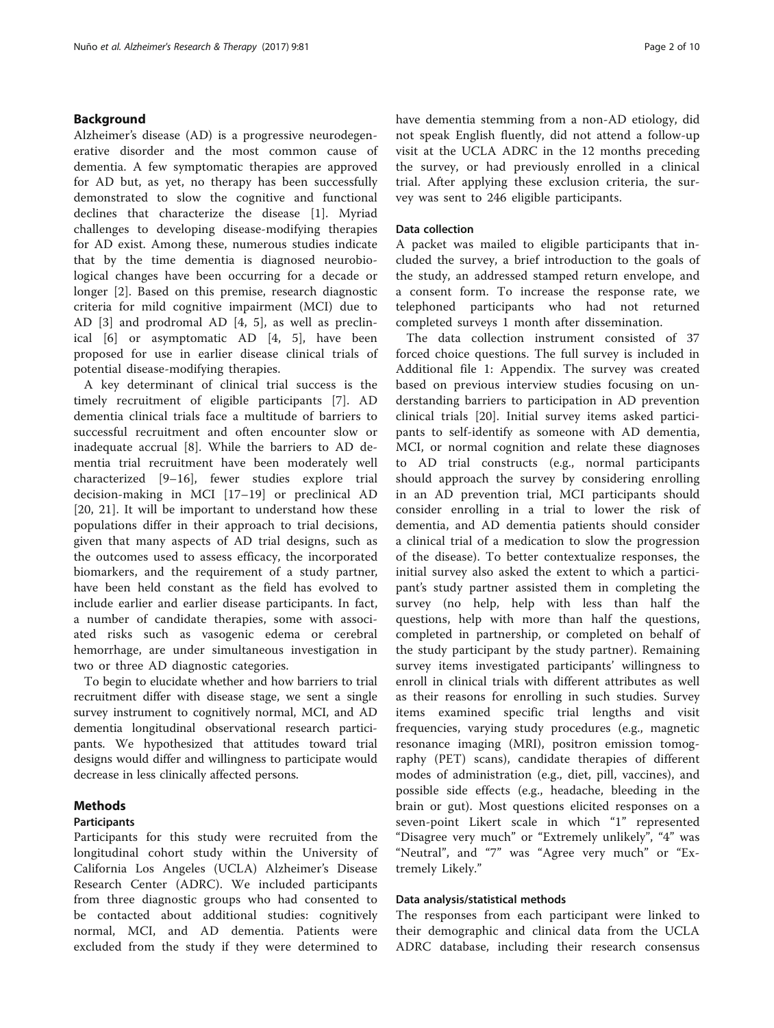## Background

Alzheimer's disease (AD) is a progressive neurodegenerative disorder and the most common cause of dementia. A few symptomatic therapies are approved for AD but, as yet, no therapy has been successfully demonstrated to slow the cognitive and functional declines that characterize the disease [1]. Myriad challenges to developing disease-modifying therapies for AD exist. Among these, numerous studies indicate that by the time dementia is diagnosed neurobiological changes have been occurring for a decade or longer [2]. Based on this premise, research diagnostic criteria for mild cognitive impairment (MCI) due to AD [3] and prodromal AD [4, 5], as well as preclinical [6] or asymptomatic AD [4, 5], have been proposed for use in earlier disease clinical trials of potential disease-modifying therapies.

A key determinant of clinical trial success is the timely recruitment of eligible participants [7]. AD dementia clinical trials face a multitude of barriers to successful recruitment and often encounter slow or inadequate accrual [8]. While the barriers to AD dementia trial recruitment have been moderately well characterized [9–16], fewer studies explore trial decision-making in MCI [17–19] or preclinical AD [20, 21]. It will be important to understand how these populations differ in their approach to trial decisions, given that many aspects of AD trial designs, such as the outcomes used to assess efficacy, the incorporated biomarkers, and the requirement of a study partner, have been held constant as the field has evolved to include earlier and earlier disease participants. In fact, a number of candidate therapies, some with associated risks such as vasogenic edema or cerebral hemorrhage, are under simultaneous investigation in two or three AD diagnostic categories.

To begin to elucidate whether and how barriers to trial recruitment differ with disease stage, we sent a single survey instrument to cognitively normal, MCI, and AD dementia longitudinal observational research participants. We hypothesized that attitudes toward trial designs would differ and willingness to participate would decrease in less clinically affected persons.

## Methods

### Participants

Participants for this study were recruited from the longitudinal cohort study within the University of California Los Angeles (UCLA) Alzheimer's Disease Research Center (ADRC). We included participants from three diagnostic groups who had consented to be contacted about additional studies: cognitively normal, MCI, and AD dementia. Patients were excluded from the study if they were determined to have dementia stemming from a non-AD etiology, did not speak English fluently, did not attend a follow-up visit at the UCLA ADRC in the 12 months preceding the survey, or had previously enrolled in a clinical trial. After applying these exclusion criteria, the survey was sent to 246 eligible participants.

### Data collection

A packet was mailed to eligible participants that included the survey, a brief introduction to the goals of the study, an addressed stamped return envelope, and a consent form. To increase the response rate, we telephoned participants who had not returned completed surveys 1 month after dissemination.

The data collection instrument consisted of 37 forced choice questions. The full survey is included in Additional file 1: Appendix. The survey was created based on previous interview studies focusing on understanding barriers to participation in AD prevention clinical trials [20]. Initial survey items asked participants to self-identify as someone with AD dementia, MCI, or normal cognition and relate these diagnoses to AD trial constructs (e.g., normal participants should approach the survey by considering enrolling in an AD prevention trial, MCI participants should consider enrolling in a trial to lower the risk of dementia, and AD dementia patients should consider a clinical trial of a medication to slow the progression of the disease). To better contextualize responses, the initial survey also asked the extent to which a participant's study partner assisted them in completing the survey (no help, help with less than half the questions, help with more than half the questions, completed in partnership, or completed on behalf of the study participant by the study partner). Remaining survey items investigated participants' willingness to enroll in clinical trials with different attributes as well as their reasons for enrolling in such studies. Survey items examined specific trial lengths and visit frequencies, varying study procedures (e.g., magnetic resonance imaging (MRI), positron emission tomography (PET) scans), candidate therapies of different modes of administration (e.g., diet, pill, vaccines), and possible side effects (e.g., headache, bleeding in the brain or gut). Most questions elicited responses on a seven-point Likert scale in which "1" represented "Disagree very much" or "Extremely unlikely", "4" was "Neutral", and "7" was "Agree very much" or "Extremely Likely."

### Data analysis/statistical methods

The responses from each participant were linked to their demographic and clinical data from the UCLA ADRC database, including their research consensus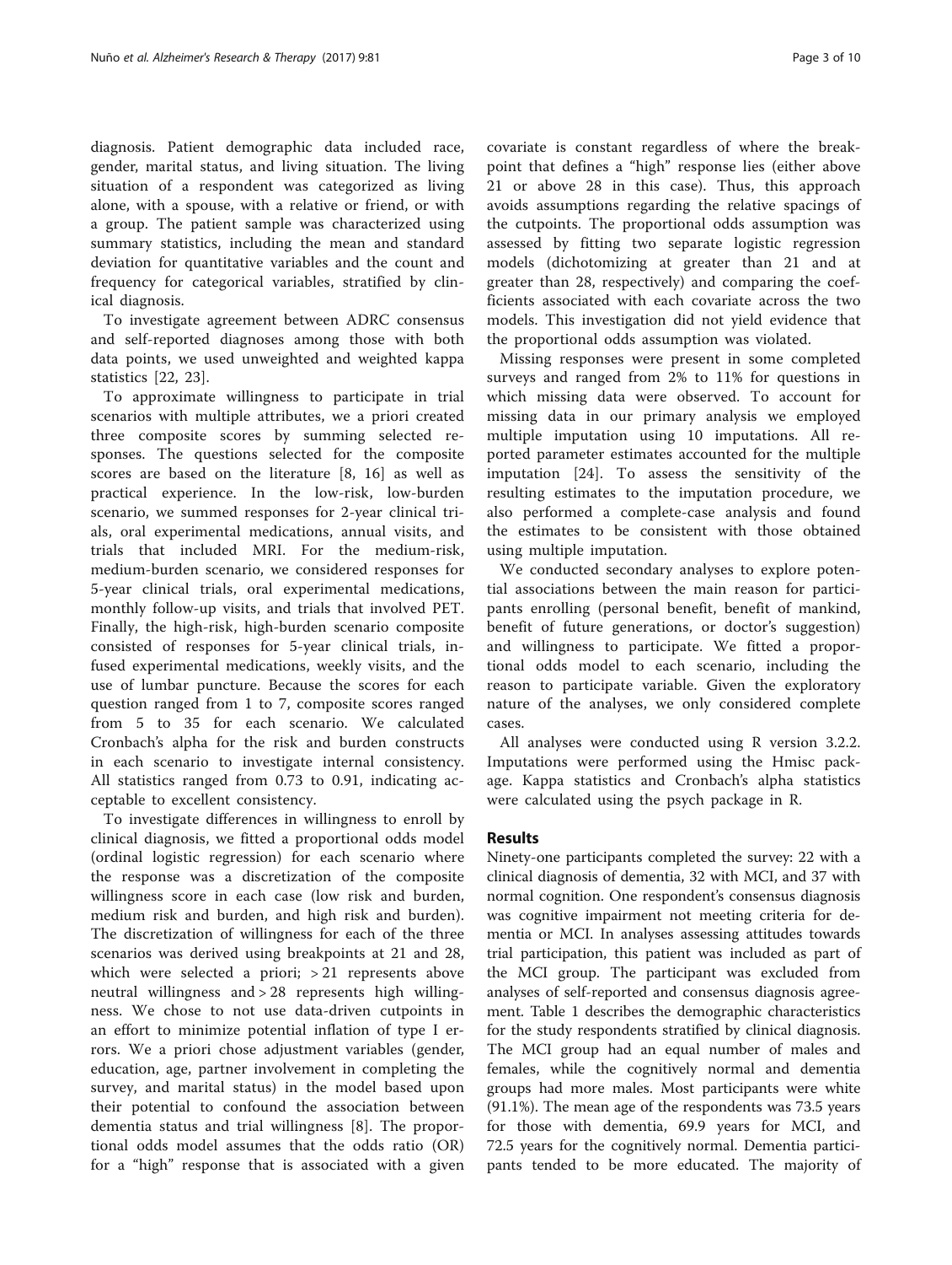diagnosis. Patient demographic data included race, gender, marital status, and living situation. The living situation of a respondent was categorized as living alone, with a spouse, with a relative or friend, or with a group. The patient sample was characterized using summary statistics, including the mean and standard deviation for quantitative variables and the count and frequency for categorical variables, stratified by clinical diagnosis.

To investigate agreement between ADRC consensus and self-reported diagnoses among those with both data points, we used unweighted and weighted kappa statistics [22, 23].

To approximate willingness to participate in trial scenarios with multiple attributes, we a priori created three composite scores by summing selected responses. The questions selected for the composite scores are based on the literature [8, 16] as well as practical experience. In the low-risk, low-burden scenario, we summed responses for 2-year clinical trials, oral experimental medications, annual visits, and trials that included MRI. For the medium-risk, medium-burden scenario, we considered responses for 5-year clinical trials, oral experimental medications, monthly follow-up visits, and trials that involved PET. Finally, the high-risk, high-burden scenario composite consisted of responses for 5-year clinical trials, infused experimental medications, weekly visits, and the use of lumbar puncture. Because the scores for each question ranged from 1 to 7, composite scores ranged from 5 to 35 for each scenario. We calculated Cronbach's alpha for the risk and burden constructs in each scenario to investigate internal consistency. All statistics ranged from 0.73 to 0.91, indicating acceptable to excellent consistency.

To investigate differences in willingness to enroll by clinical diagnosis, we fitted a proportional odds model (ordinal logistic regression) for each scenario where the response was a discretization of the composite willingness score in each case (low risk and burden, medium risk and burden, and high risk and burden). The discretization of willingness for each of the three scenarios was derived using breakpoints at 21 and 28, which were selected a priori; > 21 represents above neutral willingness and > 28 represents high willingness. We chose to not use data-driven cutpoints in an effort to minimize potential inflation of type I errors. We a priori chose adjustment variables (gender, education, age, partner involvement in completing the survey, and marital status) in the model based upon their potential to confound the association between dementia status and trial willingness [8]. The proportional odds model assumes that the odds ratio (OR) for a "high" response that is associated with a given covariate is constant regardless of where the breakpoint that defines a "high" response lies (either above 21 or above 28 in this case). Thus, this approach avoids assumptions regarding the relative spacings of the cutpoints. The proportional odds assumption was assessed by fitting two separate logistic regression models (dichotomizing at greater than 21 and at greater than 28, respectively) and comparing the coefficients associated with each covariate across the two models. This investigation did not yield evidence that the proportional odds assumption was violated.

Missing responses were present in some completed surveys and ranged from 2% to 11% for questions in which missing data were observed. To account for missing data in our primary analysis we employed multiple imputation using 10 imputations. All reported parameter estimates accounted for the multiple imputation [24]. To assess the sensitivity of the resulting estimates to the imputation procedure, we also performed a complete-case analysis and found the estimates to be consistent with those obtained using multiple imputation.

We conducted secondary analyses to explore potential associations between the main reason for participants enrolling (personal benefit, benefit of mankind, benefit of future generations, or doctor's suggestion) and willingness to participate. We fitted a proportional odds model to each scenario, including the reason to participate variable. Given the exploratory nature of the analyses, we only considered complete cases.

All analyses were conducted using R version 3.2.2. Imputations were performed using the Hmisc package. Kappa statistics and Cronbach's alpha statistics were calculated using the psych package in R.

## Results

Ninety-one participants completed the survey: 22 with a clinical diagnosis of dementia, 32 with MCI, and 37 with normal cognition. One respondent's consensus diagnosis was cognitive impairment not meeting criteria for dementia or MCI. In analyses assessing attitudes towards trial participation, this patient was included as part of the MCI group. The participant was excluded from analyses of self-reported and consensus diagnosis agreement. Table 1 describes the demographic characteristics for the study respondents stratified by clinical diagnosis. The MCI group had an equal number of males and females, while the cognitively normal and dementia groups had more males. Most participants were white (91.1%). The mean age of the respondents was 73.5 years for those with dementia, 69.9 years for MCI, and 72.5 years for the cognitively normal. Dementia participants tended to be more educated. The majority of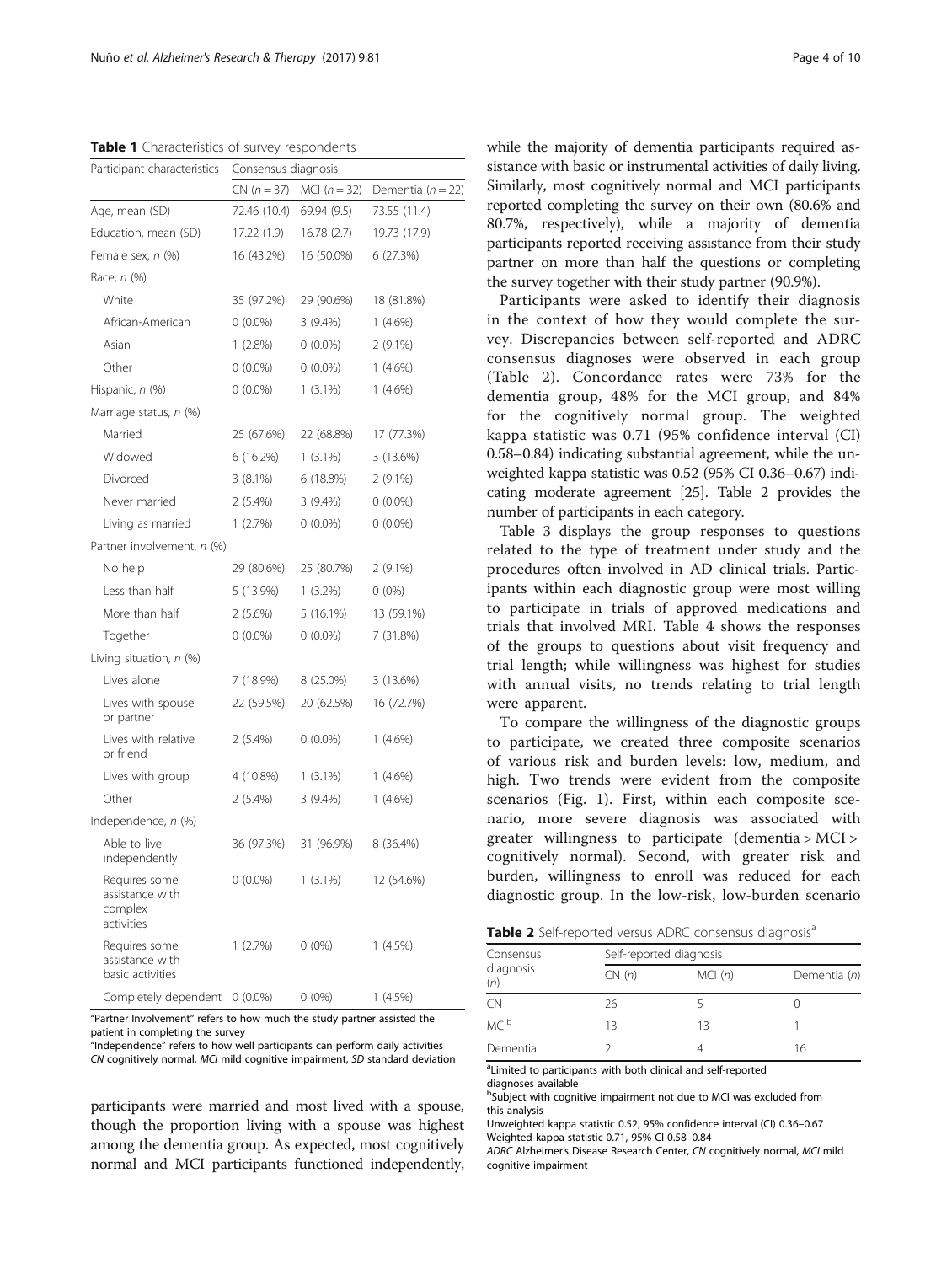**Table 1** Characteristics of survey respondents

| Participant characteristics | Consensus diagnosis | | |
|---|---|---|---|
| | CN ($n = 37$) | MCI ($n = 32$) | Dementia ($n = 22$) |
| Age, mean (SD) | 72.46 (10.4) | 69.94 (9.5) | 73.55 (11.4) |
| Education, mean (SD) | 17.22 (1.9) | 16.78 (2.7) | 19.73 (17.9) |
| Female sex, *n* (%) | 16 (43.2%) | 16 (50.0%) | 6 (27.3%) |
| Race, *n* (%) | | | |
| White | 35 (97.2%) | 29 (90.6%) | 18 (81.8%) |
| African-American | 0 (0.0%) | 3 (9.4%) | 1 (4.6%) |
| Asian | 1 (2.8%) | 0 (0.0%) | 2 (9.1%) |
| Other | 0 (0.0%) | 0 (0.0%) | 1 (4.6%) |
| Hispanic, *n* (%) | 0 (0.0%) | 1 (3.1%) | 1 (4.6%) |
| Marriage status, *n* (%) | | | |
| Married | 25 (67.6%) | 22 (68.8%) | 17 (77.3%) |
| Widowed | 6 (16.2%) | 1 (3.1%) | 3 (13.6%) |
| Divorced | 3 (8.1%) | 6 (18.8%) | 2 (9.1%) |
| Never married | 2 (5.4%) | 3 (9.4%) | 0 (0.0%) |
| Living as married | 1 (2.7%) | 0 (0.0%) | 0 (0.0%) |
| Partner involvement, *n* (%) | | | |
| No help | 29 (80.6%) | 25 (80.7%) | 2 (9.1%) |
| Less than half | 5 (13.9%) | 1 (3.2%) | 0 (0%) |
| More than half | 2 (5.6%) | 5 (16.1%) | 13 (59.1%) |
| Together | 0 (0.0%) | 0 (0.0%) | 7 (31.8%) |
| Living situation, *n* (%) | | | |
| Lives alone | 7 (18.9%) | 8 (25.0%) | 3 (13.6%) |
| Lives with spouse or partner | 22 (59.5%) | 20 (62.5%) | 16 (72.7%) |
| Lives with relative or friend | 2 (5.4%) | 0 (0.0%) | 1 (4.6%) |
| Lives with group | 4 (10.8%) | 1 (3.1%) | 1 (4.6%) |
| Other | 2 (5.4%) | 3 (9.4%) | 1 (4.6%) |
| Independence, *n* (%) | | | |
| Able to live independently | 36 (97.3%) | 31 (96.9%) | 8 (36.4%) |
| Requires some assistance with complex activities | 0 (0.0%) | 1 (3.1%) | 12 (54.6%) |
| Requires some assistance with basic activities | 1 (2.7%) | 0 (0%) | 1 (4.5%) |
| Completely dependent | 0 (0.0%) | 0 (0%) | 1 (4.5%) |

"Partner Involvement" refers to how much the study partner assisted the patient in completing the survey
"Independence" refers to how well participants can perform daily activities
*CN* cognitively normal, *MCI* mild cognitive impairment, *SD* standard deviation

participants were married and most lived with a spouse, though the proportion living with a spouse was highest among the dementia group. As expected, most cognitively normal and MCI participants functioned independently, while the majority of dementia participants required assistance with basic or instrumental activities of daily living. Similarly, most cognitively normal and MCI participants reported completing the survey on their own (80.6% and 80.7%, respectively), while a majority of dementia participants reported receiving assistance from their study partner on more than half the questions or completing the survey together with their study partner (90.9%).

Participants were asked to identify their diagnosis in the context of how they would complete the survey. Discrepancies between self-reported and ADRC consensus diagnoses were observed in each group (Table 2). Concordance rates were 73% for the dementia group, 48% for the MCI group, and 84% for the cognitively normal group. The weighted kappa statistic was 0.71 (95% confidence interval (CI) 0.58–0.84) indicating substantial agreement, while the unweighted kappa statistic was 0.52 (95% CI 0.36–0.67) indicating moderate agreement [25]. Table 2 provides the number of participants in each category.

Table 3 displays the group responses to questions related to the type of treatment under study and the procedures often involved in AD clinical trials. Participants within each diagnostic group were most willing to participate in trials of approved medications and trials that involved MRI. Table 4 shows the responses of the groups to questions about visit frequency and trial length; while willingness was highest for studies with annual visits, no trends relating to trial length were apparent.

To compare the willingness of the diagnostic groups to participate, we created three composite scenarios of various risk and burden levels: low, medium, and high. Two trends were evident from the composite scenarios (Fig. 1). First, within each composite scenario, more severe diagnosis was associated with greater willingness to participate (dementia > MCI > cognitively normal). Second, with greater risk and burden, willingness to enroll was reduced for each diagnostic group. In the low-risk, low-burden scenario

**Table 2** Self-reported versus ADRC consensus diagnosis[a]

| Consensus diagnosis (*n*) | Self-reported diagnosis | | |
|---|---|---|---|
| | CN (*n*) | MCI (*n*) | Dementia (*n*) |
| CN | 26 | 5 | 0 |
| MCI[b] | 13 | 13 | 1 |
| Dementia | 2 | 4 | 16 |

[a]Limited to participants with both clinical and self-reported diagnoses available
[b]Subject with cognitive impairment not due to MCI was excluded from this analysis
Unweighted kappa statistic 0.52, 95% confidence interval (CI) 0.36–0.67
Weighted kappa statistic 0.71, 95% CI 0.58–0.84
*ADRC* Alzheimer's Disease Research Center, *CN* cognitively normal, *MCI* mild cognitive impairment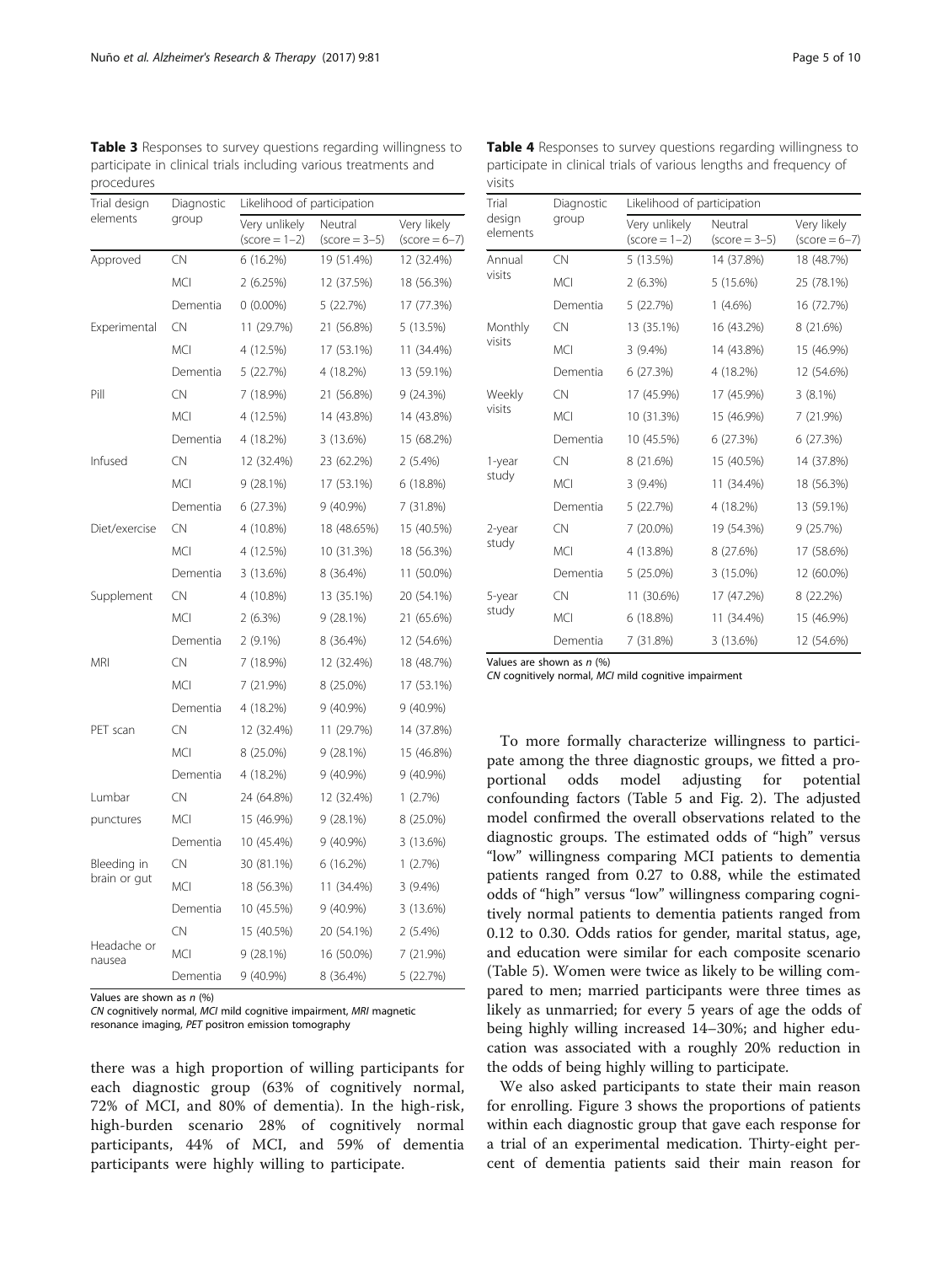**Table 3** Responses to survey questions regarding willingness to participate in clinical trials including various treatments and procedures

| Trial design elements | Diagnostic group | Likelihood of participation | | |
|---|---|---|---|---|
| | | Very unlikely (score = 1–2) | Neutral (score = 3–5) | Very likely (score = 6–7) |
| Approved | CN | 6 (16.2%) | 19 (51.4%) | 12 (32.4%) |
| | MCI | 2 (6.25%) | 12 (37.5%) | 18 (56.3%) |
| | Dementia | 0 (0.00%) | 5 (22.7%) | 17 (77.3%) |
| Experimental | CN | 11 (29.7%) | 21 (56.8%) | 5 (13.5%) |
| | MCI | 4 (12.5%) | 17 (53.1%) | 11 (34.4%) |
| | Dementia | 5 (22.7%) | 4 (18.2%) | 13 (59.1%) |
| Pill | CN | 7 (18.9%) | 21 (56.8%) | 9 (24.3%) |
| | MCI | 4 (12.5%) | 14 (43.8%) | 14 (43.8%) |
| | Dementia | 4 (18.2%) | 3 (13.6%) | 15 (68.2%) |
| Infused | CN | 12 (32.4%) | 23 (62.2%) | 2 (5.4%) |
| | MCI | 9 (28.1%) | 17 (53.1%) | 6 (18.8%) |
| | Dementia | 6 (27.3%) | 9 (40.9%) | 7 (31.8%) |
| Diet/exercise | CN | 4 (10.8%) | 18 (48.65%) | 15 (40.5%) |
| | MCI | 4 (12.5%) | 10 (31.3%) | 18 (56.3%) |
| | Dementia | 3 (13.6%) | 8 (36.4%) | 11 (50.0%) |
| Supplement | CN | 4 (10.8%) | 13 (35.1%) | 20 (54.1%) |
| | MCI | 2 (6.3%) | 9 (28.1%) | 21 (65.6%) |
| | Dementia | 2 (9.1%) | 8 (36.4%) | 12 (54.6%) |
| MRI | CN | 7 (18.9%) | 12 (32.4%) | 18 (48.7%) |
| | MCI | 7 (21.9%) | 8 (25.0%) | 17 (53.1%) |
| | Dementia | 4 (18.2%) | 9 (40.9%) | 9 (40.9%) |
| PET scan | CN | 12 (32.4%) | 11 (29.7%) | 14 (37.8%) |
| | MCI | 8 (25.0%) | 9 (28.1%) | 15 (46.8%) |
| | Dementia | 4 (18.2%) | 9 (40.9%) | 9 (40.9%) |
| Lumbar punctures | CN | 24 (64.8%) | 12 (32.4%) | 1 (2.7%) |
| | MCI | 15 (46.9%) | 9 (28.1%) | 8 (25.0%) |
| | Dementia | 10 (45.4%) | 9 (40.9%) | 3 (13.6%) |
| Bleeding in brain or gut | CN | 30 (81.1%) | 6 (16.2%) | 1 (2.7%) |
| | MCI | 18 (56.3%) | 11 (34.4%) | 3 (9.4%) |
| | Dementia | 10 (45.5%) | 9 (40.9%) | 3 (13.6%) |
| Headache or nausea | CN | 15 (40.5%) | 20 (54.1%) | 2 (5.4%) |
| | MCI | 9 (28.1%) | 16 (50.0%) | 7 (21.9%) |
| | Dementia | 9 (40.9%) | 8 (36.4%) | 5 (22.7%) |

Values are shown as *n* (%)

*CN* cognitively normal, *MCI* mild cognitive impairment, *MRI* magnetic resonance imaging, *PET* positron emission tomography

there was a high proportion of willing participants for each diagnostic group (63% of cognitively normal, 72% of MCI, and 80% of dementia). In the high-risk, high-burden scenario 28% of cognitively normal participants, 44% of MCI, and 59% of dementia participants were highly willing to participate.

**Table 4** Responses to survey questions regarding willingness to participate in clinical trials of various lengths and frequency of visits

| Trial design elements | Diagnostic group | Likelihood of participation | | |
|---|---|---|---|---|
| | | Very unlikely (score = 1–2) | Neutral (score = 3–5) | Very likely (score = 6–7) |
| Annual visits | CN | 5 (13.5%) | 14 (37.8%) | 18 (48.7%) |
| | MCI | 2 (6.3%) | 5 (15.6%) | 25 (78.1%) |
| | Dementia | 5 (22.7%) | 1 (4.6%) | 16 (72.7%) |
| Monthly visits | CN | 13 (35.1%) | 16 (43.2%) | 8 (21.6%) |
| | MCI | 3 (9.4%) | 14 (43.8%) | 15 (46.9%) |
| | Dementia | 6 (27.3%) | 4 (18.2%) | 12 (54.6%) |
| Weekly visits | CN | 17 (45.9%) | 17 (45.9%) | 3 (8.1%) |
| | MCI | 10 (31.3%) | 15 (46.9%) | 7 (21.9%) |
| | Dementia | 10 (45.5%) | 6 (27.3%) | 6 (27.3%) |
| 1-year study | CN | 8 (21.6%) | 15 (40.5%) | 14 (37.8%) |
| | MCI | 3 (9.4%) | 11 (34.4%) | 18 (56.3%) |
| | Dementia | 5 (22.7%) | 4 (18.2%) | 13 (59.1%) |
| 2-year study | CN | 7 (20.0%) | 19 (54.3%) | 9 (25.7%) |
| | MCI | 4 (13.8%) | 8 (27.6%) | 17 (58.6%) |
| | Dementia | 5 (25.0%) | 3 (15.0%) | 12 (60.0%) |
| 5-year study | CN | 11 (30.6%) | 17 (47.2%) | 8 (22.2%) |
| | MCI | 6 (18.8%) | 11 (34.4%) | 15 (46.9%) |
| | Dementia | 7 (31.8%) | 3 (13.6%) | 12 (54.6%) |

Values are shown as *n* (%)

*CN* cognitively normal, *MCI* mild cognitive impairment

To more formally characterize willingness to participate among the three diagnostic groups, we fitted a proportional odds model adjusting for potential confounding factors (Table 5 and Fig. 2). The adjusted model confirmed the overall observations related to the diagnostic groups. The estimated odds of "high" versus "low" willingness comparing MCI patients to dementia patients ranged from 0.27 to 0.88, while the estimated odds of "high" versus "low" willingness comparing cognitively normal patients to dementia patients ranged from 0.12 to 0.30. Odds ratios for gender, marital status, age, and education were similar for each composite scenario (Table 5). Women were twice as likely to be willing compared to men; married participants were three times as likely as unmarried; for every 5 years of age the odds of being highly willing increased 14–30%; and higher education was associated with a roughly 20% reduction in the odds of being highly willing to participate.

We also asked participants to state their main reason for enrolling. Figure 3 shows the proportions of patients within each diagnostic group that gave each response for a trial of an experimental medication. Thirty-eight percent of dementia patients said their main reason for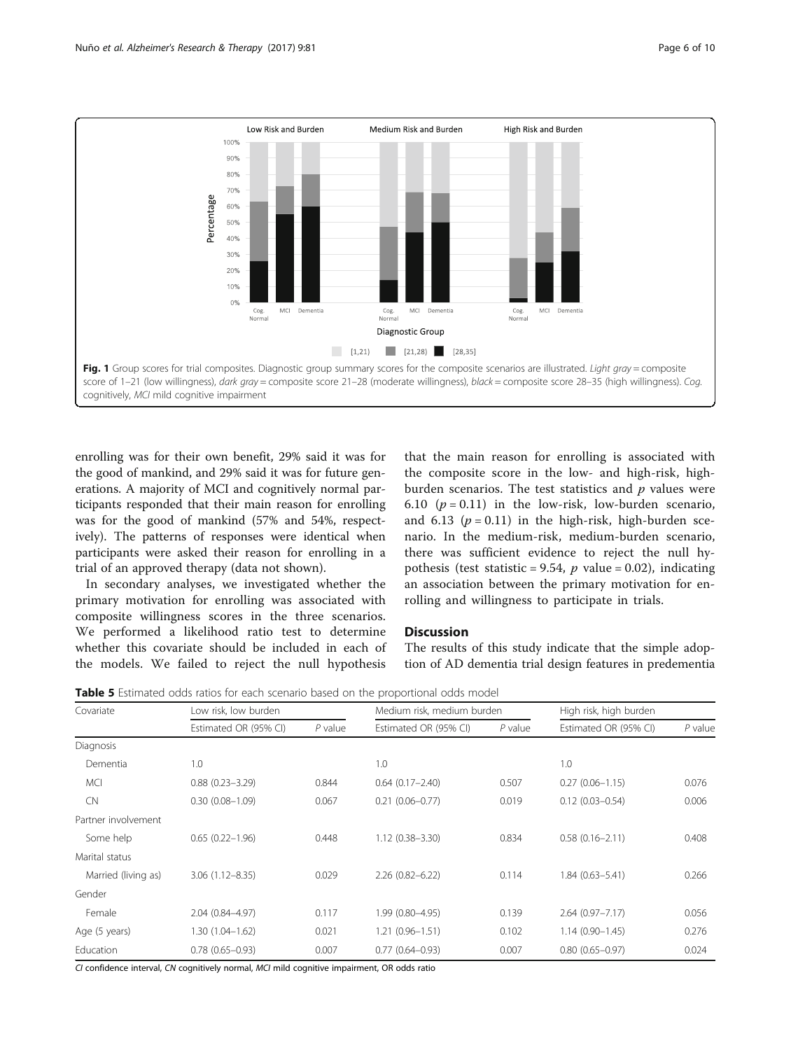Low Risk and Burden

Medium Risk and Burden

High Risk and Burden

100%
90%
80%
70%
60%
50%
40%
30%
20%
10%
0%

Percentage

Cog. Normal MCI Dementia

Cog. Normal MCI Dementia

Cog. Normal MCI Dementia

Diagnostic Group

[1,21) [21,28) [28,35]

**Fig. 1** Group scores for trial composites. Diagnostic group summary scores for the composite scenarios are illustrated. *Light gray* = composite score of 1–21 (low willingness), *dark gray* = composite score 21–28 (moderate willingness), *black* = composite score 28–35 (high willingness). *Cog.* cognitively, *MCI* mild cognitive impairment

enrolling was for their own benefit, 29% said it was for the good of mankind, and 29% said it was for future generations. A majority of MCI and cognitively normal participants responded that their main reason for enrolling was for the good of mankind (57% and 54%, respectively). The patterns of responses were identical when participants were asked their reason for enrolling in a trial of an approved therapy (data not shown).

In secondary analyses, we investigated whether the primary motivation for enrolling was associated with composite willingness scores in the three scenarios. We performed a likelihood ratio test to determine whether this covariate should be included in each of the models. We failed to reject the null hypothesis that the main reason for enrolling is associated with the composite score in the low- and high-risk, high-burden scenarios. The test statistics and $p$ values were 6.10 ($p = 0.11$) in the low-risk, low-burden scenario, and 6.13 ($p = 0.11$) in the high-risk, high-burden scenario. In the medium-risk, medium-burden scenario, there was sufficient evidence to reject the null hypothesis (test statistic = 9.54, $p$ value = 0.02), indicating an association between the primary motivation for enrolling and willingness to participate in trials.

## Discussion

The results of this study indicate that the simple adoption of AD dementia trial design features in predementia

**Table 5** Estimated odds ratios for each scenario based on the proportional odds model

| Covariate | Low risk, low burden | | Medium risk, medium burden | | High risk, high burden | |
|---|---|---|---|---|---|---|
| | Estimated OR (95% CI) | *P* value | Estimated OR (95% CI) | *P* value | Estimated OR (95% CI) | *P* value |
| Diagnosis | | | | | | |
| Dementia | 1.0 | | 1.0 | | 1.0 | |
| MCI | 0.88 (0.23–3.29) | 0.844 | 0.64 (0.17–2.40) | 0.507 | 0.27 (0.06–1.15) | 0.076 |
| CN | 0.30 (0.08–1.09) | 0.067 | 0.21 (0.06–0.77) | 0.019 | 0.12 (0.03–0.54) | 0.006 |
| Partner involvement | | | | | | |
| Some help | 0.65 (0.22–1.96) | 0.448 | 1.12 (0.38–3.30) | 0.834 | 0.58 (0.16–2.11) | 0.408 |
| Marital status | | | | | | |
| Married (living as) | 3.06 (1.12–8.35) | 0.029 | 2.26 (0.82–6.22) | 0.114 | 1.84 (0.63–5.41) | 0.266 |
| Gender | | | | | | |
| Female | 2.04 (0.84–4.97) | 0.117 | 1.99 (0.80–4.95) | 0.139 | 2.64 (0.97–7.17) | 0.056 |
| Age (5 years) | 1.30 (1.04–1.62) | 0.021 | 1.21 (0.96–1.51) | 0.102 | 1.14 (0.90–1.45) | 0.276 |
| Education | 0.78 (0.65–0.93) | 0.007 | 0.77 (0.64–0.93) | 0.007 | 0.80 (0.65–0.97) | 0.024 |

*CI* confidence interval, *CN* cognitively normal, *MCI* mild cognitive impairment, OR odds ratio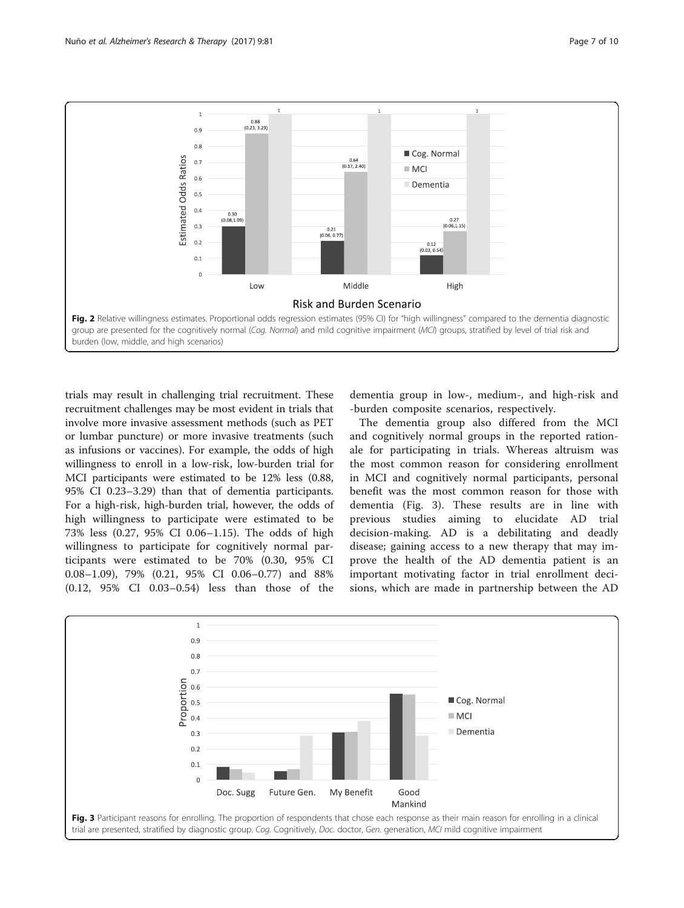1
0.9
0.8
0.7
0.6
0.5
0.4
0.3
0.2
0.1
0

Estimated Odds Ratios

0.30 (0.08,1.09)
0.88 (0.23, 3.29)
1
0.21 (0.06, 0.77)
0.64 (0.17, 2.40)
1
0.12 (0.03, 0.54)
0.27 (0.06,1.15)
1

Cog. Normal
MCI
Dementia

Low
Middle
High

Risk and Burden Scenario

**Fig. 2** Relative willingness estimates. Proportional odds regression estimates (95% CI) for "high willingness" compared to the dementia diagnostic group are presented for the cognitively normal (*Cog. Normal*) and mild cognitive impairment (*MCI*) groups, stratified by level of trial risk and burden (low, middle, and high scenarios)

trials may result in challenging trial recruitment. These recruitment challenges may be most evident in trials that involve more invasive assessment methods (such as PET or lumbar puncture) or more invasive treatments (such as infusions or vaccines). For example, the odds of high willingness to enroll in a low-risk, low-burden trial for MCI participants were estimated to be 12% less (0.88, 95% CI 0.23–3.29) than that of dementia participants. For a high-risk, high-burden trial, however, the odds of high willingness to participate were estimated to be 73% less (0.27, 95% CI 0.06–1.15). The odds of high willingness to participate for cognitively normal participants were estimated to be 70% (0.30, 95% CI 0.08–1.09), 79% (0.21, 95% CI 0.06–0.77) and 88% (0.12, 95% CI 0.03–0.54) less than those of the dementia group in low-, medium-, and high-risk and -burden composite scenarios, respectively.

The dementia group also differed from the MCI and cognitively normal groups in the reported rationale for participating in trials. Whereas altruism was the most common reason for considering enrollment in MCI and cognitively normal participants, personal benefit was the most common reason for those with dementia (Fig. 3). These results are in line with previous studies aiming to elucidate AD trial decision-making. AD is a debilitating and deadly disease; gaining access to a new therapy that may improve the health of the AD dementia patient is an important motivating factor in trial enrollment decisions, which are made in partnership between the AD

1
0.9
0.8
0.7
0.6
0.5
0.4
0.3
0.2
0.1
0

Proportion

Cog. Normal
MCI
Dementia

Doc. Sugg
Future Gen.
My Benefit
Good Mankind

**Fig. 3** Participant reasons for enrolling. The proportion of respondents that chose each response as their main reason for enrolling in a clinical trial are presented, stratified by diagnostic group. *Cog.* Cognitively, *Doc.* doctor, *Gen.* generation, *MCI* mild cognitive impairment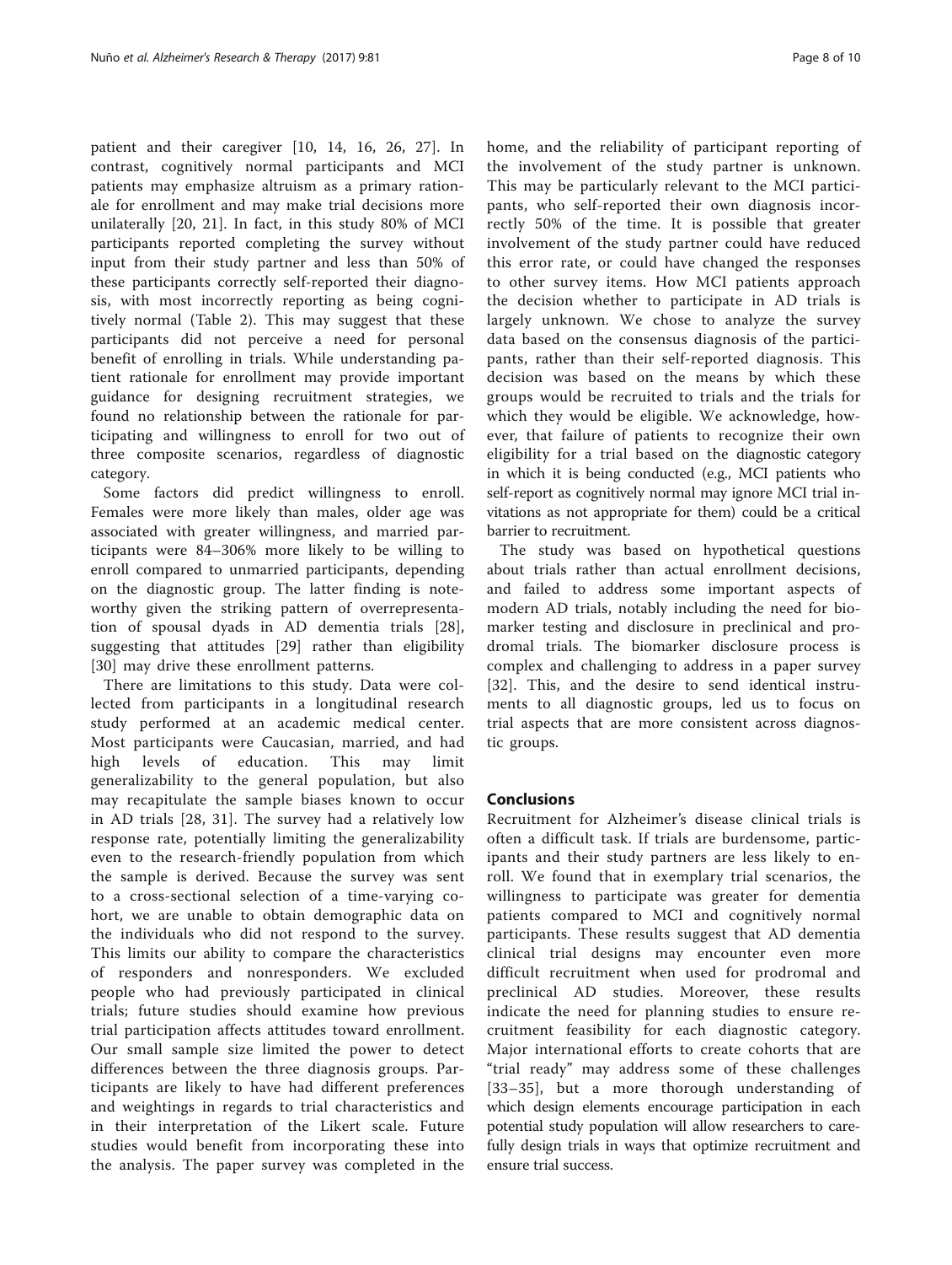patient and their caregiver [10, 14, 16, 26, 27]. In contrast, cognitively normal participants and MCI patients may emphasize altruism as a primary rationale for enrollment and may make trial decisions more unilaterally [20, 21]. In fact, in this study 80% of MCI participants reported completing the survey without input from their study partner and less than 50% of these participants correctly self-reported their diagnosis, with most incorrectly reporting as being cognitively normal (Table 2). This may suggest that these participants did not perceive a need for personal benefit of enrolling in trials. While understanding patient rationale for enrollment may provide important guidance for designing recruitment strategies, we found no relationship between the rationale for participating and willingness to enroll for two out of three composite scenarios, regardless of diagnostic category.

Some factors did predict willingness to enroll. Females were more likely than males, older age was associated with greater willingness, and married participants were 84–306% more likely to be willing to enroll compared to unmarried participants, depending on the diagnostic group. The latter finding is noteworthy given the striking pattern of overrepresentation of spousal dyads in AD dementia trials [28], suggesting that attitudes [29] rather than eligibility [30] may drive these enrollment patterns.

There are limitations to this study. Data were collected from participants in a longitudinal research study performed at an academic medical center. Most participants were Caucasian, married, and had high levels of education. This may limit generalizability to the general population, but also may recapitulate the sample biases known to occur in AD trials [28, 31]. The survey had a relatively low response rate, potentially limiting the generalizability even to the research-friendly population from which the sample is derived. Because the survey was sent to a cross-sectional selection of a time-varying cohort, we are unable to obtain demographic data on the individuals who did not respond to the survey. This limits our ability to compare the characteristics of responders and nonresponders. We excluded people who had previously participated in clinical trials; future studies should examine how previous trial participation affects attitudes toward enrollment. Our small sample size limited the power to detect differences between the three diagnosis groups. Participants are likely to have had different preferences and weightings in regards to trial characteristics and in their interpretation of the Likert scale. Future studies would benefit from incorporating these into the analysis. The paper survey was completed in the home, and the reliability of participant reporting of the involvement of the study partner is unknown. This may be particularly relevant to the MCI participants, who self-reported their own diagnosis incorrectly 50% of the time. It is possible that greater involvement of the study partner could have reduced this error rate, or could have changed the responses to other survey items. How MCI patients approach the decision whether to participate in AD trials is largely unknown. We chose to analyze the survey data based on the consensus diagnosis of the participants, rather than their self-reported diagnosis. This decision was based on the means by which these groups would be recruited to trials and the trials for which they would be eligible. We acknowledge, however, that failure of patients to recognize their own eligibility for a trial based on the diagnostic category in which it is being conducted (e.g., MCI patients who self-report as cognitively normal may ignore MCI trial invitations as not appropriate for them) could be a critical barrier to recruitment.

The study was based on hypothetical questions about trials rather than actual enrollment decisions, and failed to address some important aspects of modern AD trials, notably including the need for biomarker testing and disclosure in preclinical and prodromal trials. The biomarker disclosure process is complex and challenging to address in a paper survey [32]. This, and the desire to send identical instruments to all diagnostic groups, led us to focus on trial aspects that are more consistent across diagnostic groups.

## Conclusions

Recruitment for Alzheimer's disease clinical trials is often a difficult task. If trials are burdensome, participants and their study partners are less likely to enroll. We found that in exemplary trial scenarios, the willingness to participate was greater for dementia patients compared to MCI and cognitively normal participants. These results suggest that AD dementia clinical trial designs may encounter even more difficult recruitment when used for prodromal and preclinical AD studies. Moreover, these results indicate the need for planning studies to ensure recruitment feasibility for each diagnostic category. Major international efforts to create cohorts that are "trial ready" may address some of these challenges [33–35], but a more thorough understanding of which design elements encourage participation in each potential study population will allow researchers to carefully design trials in ways that optimize recruitment and ensure trial success.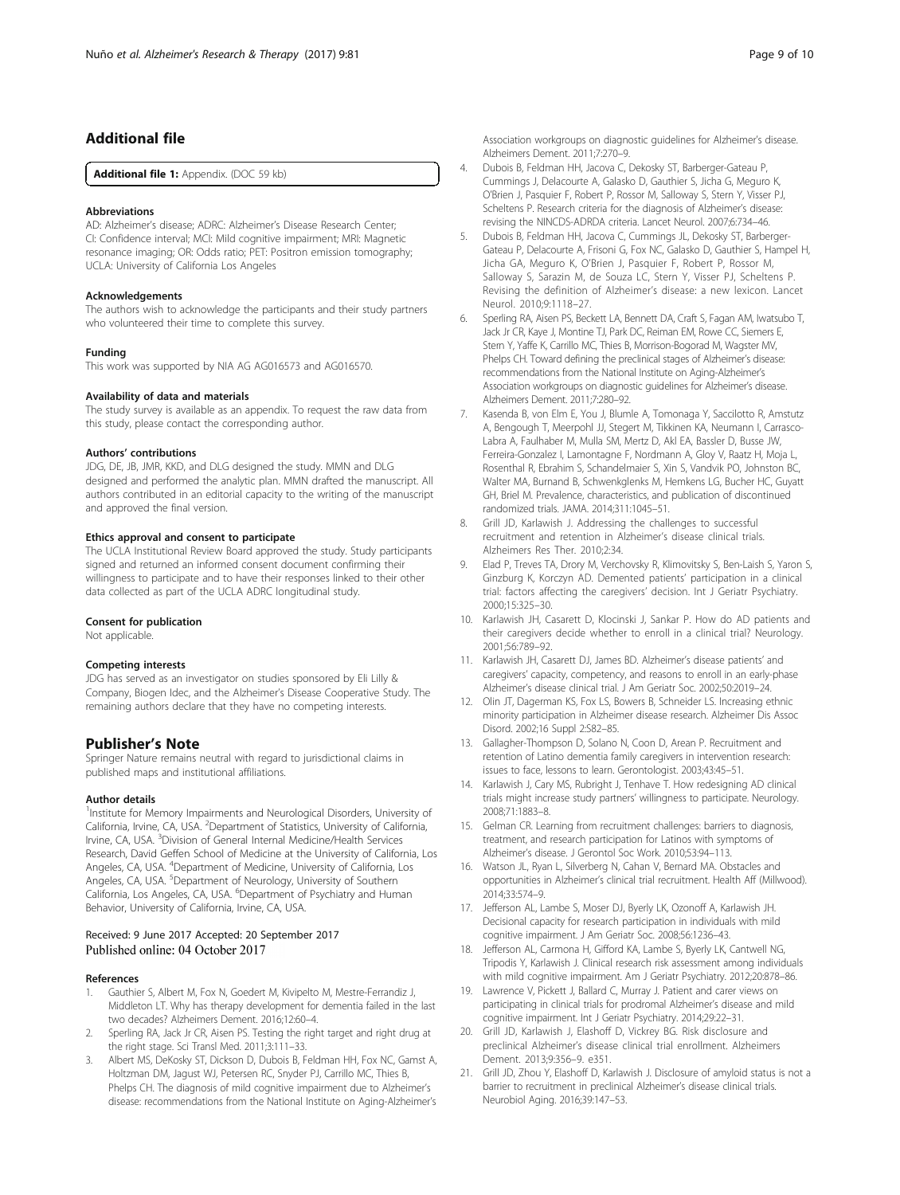## Additional file

**Additional file 1:** Appendix. (DOC 59 kb)

#### Abbreviations

AD: Alzheimer's disease; ADRC: Alzheimer's Disease Research Center; CI: Confidence interval; MCI: Mild cognitive impairment; MRI: Magnetic resonance imaging; OR: Odds ratio; PET: Positron emission tomography; UCLA: University of California Los Angeles

#### Acknowledgements

The authors wish to acknowledge the participants and their study partners who volunteered their time to complete this survey.

#### Funding

This work was supported by NIA AG AG016573 and AG016570.

#### Availability of data and materials

The study survey is available as an appendix. To request the raw data from this study, please contact the corresponding author.

#### Authors' contributions

JDG, DE, JB, JMR, KKD, and DLG designed the study. MMN and DLG designed and performed the analytic plan. MMN drafted the manuscript. All authors contributed in an editorial capacity to the writing of the manuscript and approved the final version.

#### Ethics approval and consent to participate

The UCLA Institutional Review Board approved the study. Study participants signed and returned an informed consent document confirming their willingness to participate and to have their responses linked to their other data collected as part of the UCLA ADRC longitudinal study.

#### Consent for publication

Not applicable.

#### Competing interests

JDG has served as an investigator on studies sponsored by Eli Lilly & Company, Biogen Idec, and the Alzheimer's Disease Cooperative Study. The remaining authors declare that they have no competing interests.

## Publisher's Note

Springer Nature remains neutral with regard to jurisdictional claims in published maps and institutional affiliations.

#### Author details

[1]Institute for Memory Impairments and Neurological Disorders, University of California, Irvine, CA, USA. [2]Department of Statistics, University of California, Irvine, CA, USA. [3]Division of General Internal Medicine/Health Services Research, David Geffen School of Medicine at the University of California, Los Angeles, CA, USA. [4]Department of Medicine, University of California, Los Angeles, CA, USA. [5]Department of Neurology, University of Southern California, Los Angeles, CA, USA. [6]Department of Psychiatry and Human Behavior, University of California, Irvine, CA, USA.

Received: 9 June 2017 Accepted: 20 September 2017
Published online: 04 October 2017

#### References

1. Gauthier S, Albert M, Fox N, Goedert M, Kivipelto M, Mestre-Ferrandiz J, Middleton LT. Why has therapy development for dementia failed in the last two decades? Alzheimers Dement. 2016;12:60–4.
2. Sperling RA, Jack Jr CR, Aisen PS. Testing the right target and right drug at the right stage. Sci Transl Med. 2011;3:111–33.
3. Albert MS, DeKosky ST, Dickson D, Dubois B, Feldman HH, Fox NC, Gamst A, Holtzman DM, Jagust WJ, Petersen RC, Snyder PJ, Carrillo MC, Thies B, Phelps CH. The diagnosis of mild cognitive impairment due to Alzheimer's disease: recommendations from the National Institute on Aging-Alzheimer's Association workgroups on diagnostic guidelines for Alzheimer's disease. Alzheimers Dement. 2011;7:270–9.
4. Dubois B, Feldman HH, Jacova C, Dekosky ST, Barberger-Gateau P, Cummings J, Delacourte A, Galasko D, Gauthier S, Jicha G, Meguro K, O'Brien J, Pasquier F, Robert P, Rossor M, Salloway S, Stern Y, Visser PJ, Scheltens P. Research criteria for the diagnosis of Alzheimer's disease: revising the NINCDS-ADRDA criteria. Lancet Neurol. 2007;6:734–46.
5. Dubois B, Feldman HH, Jacova C, Cummings JL, Dekosky ST, Barberger-Gateau P, Delacourte A, Frisoni G, Fox NC, Galasko D, Gauthier S, Hampel H, Jicha GA, Meguro K, O'Brien J, Pasquier F, Robert P, Rossor M, Salloway S, Sarazin M, de Souza LC, Stern Y, Visser PJ, Scheltens P. Revising the definition of Alzheimer's disease: a new lexicon. Lancet Neurol. 2010;9:1118–27.
6. Sperling RA, Aisen PS, Beckett LA, Bennett DA, Craft S, Fagan AM, Iwatsubo T, Jack Jr CR, Kaye J, Montine TJ, Park DC, Reiman EM, Rowe CC, Siemers E, Stern Y, Yaffe K, Carrillo MC, Thies B, Morrison-Bogorad M, Wagster MV, Phelps CH. Toward defining the preclinical stages of Alzheimer's disease: recommendations from the National Institute on Aging-Alzheimer's Association workgroups on diagnostic guidelines for Alzheimer's disease. Alzheimers Dement. 2011;7:280–92.
7. Kasenda B, von Elm E, You J, Blumle A, Tomonaga Y, Saccilotto R, Amstutz A, Bengough T, Meerpohl JJ, Stegert M, Tikkinen KA, Neumann I, Carrasco-Labra A, Faulhaber M, Mulla SM, Mertz D, Akl EA, Bassler D, Busse JW, Ferreira-Gonzalez I, Lamontagne F, Nordmann A, Gloy V, Raatz H, Moja L, Rosenthal R, Ebrahim S, Schandelmaier S, Xin S, Vandvik PO, Johnston BC, Walter MA, Burnand B, Schwenkglenks M, Hemkens LG, Bucher HC, Guyatt GH, Briel M. Prevalence, characteristics, and publication of discontinued randomized trials. JAMA. 2014;311:1045–51.
8. Grill JD, Karlawish J. Addressing the challenges to successful recruitment and retention in Alzheimer's disease clinical trials. Alzheimers Res Ther. 2010;2:34.
9. Elad P, Treves TA, Drory M, Verchovsky R, Klimovitsky S, Ben-Laish S, Yaron S, Ginzburg K, Korczyn AD. Demented patients' participation in a clinical trial: factors affecting the caregivers' decision. Int J Geriatr Psychiatry. 2000;15:325–30.
10. Karlawish JH, Casarett D, Klocinski J, Sankar P. How do AD patients and their caregivers decide whether to enroll in a clinical trial? Neurology. 2001;56:789–92.
11. Karlawish JH, Casarett DJ, James BD. Alzheimer's disease patients' and caregivers' capacity, competency, and reasons to enroll in an early-phase Alzheimer's disease clinical trial. J Am Geriatr Soc. 2002;50:2019–24.
12. Olin JT, Dagerman KS, Fox LS, Bowers B, Schneider LS. Increasing ethnic minority participation in Alzheimer disease research. Alzheimer Dis Assoc Disord. 2002;16 Suppl 2:S82–85.
13. Gallagher-Thompson D, Solano N, Coon D, Arean P. Recruitment and retention of Latino dementia family caregivers in intervention research: issues to face, lessons to learn. Gerontologist. 2003;43:45–51.
14. Karlawish J, Cary MS, Rubright J, Tenhave T. How redesigning AD clinical trials might increase study partners' willingness to participate. Neurology. 2008;71:1883–8.
15. Gelman CR. Learning from recruitment challenges: barriers to diagnosis, treatment, and research participation for Latinos with symptoms of Alzheimer's disease. J Gerontol Soc Work. 2010;53:94–113.
16. Watson JL, Ryan L, Silverberg N, Cahan V, Bernard MA. Obstacles and opportunities in Alzheimer's clinical trial recruitment. Health Aff (Millwood). 2014;33:574–9.
17. Jefferson AL, Lambe S, Moser DJ, Byerly LK, Ozonoff A, Karlawish JH. Decisional capacity for research participation in individuals with mild cognitive impairment. J Am Geriatr Soc. 2008;56:1236–43.
18. Jefferson AL, Carmona H, Gifford KA, Lambe S, Byerly LK, Cantwell NG, Tripodis Y, Karlawish J. Clinical research risk assessment among individuals with mild cognitive impairment. Am J Geriatr Psychiatry. 2012;20:878–86.
19. Lawrence V, Pickett J, Ballard C, Murray J. Patient and carer views on participating in clinical trials for prodromal Alzheimer's disease and mild cognitive impairment. Int J Geriatr Psychiatry. 2014;29:22–31.
20. Grill JD, Karlawish J, Elashoff D, Vickrey BG. Risk disclosure and preclinical Alzheimer's disease clinical trial enrollment. Alzheimers Dement. 2013;9:356–9. e351.
21. Grill JD, Zhou Y, Elashoff D, Karlawish J. Disclosure of amyloid status is not a barrier to recruitment in preclinical Alzheimer's disease clinical trials. Neurobiol Aging. 2016;39:147–53.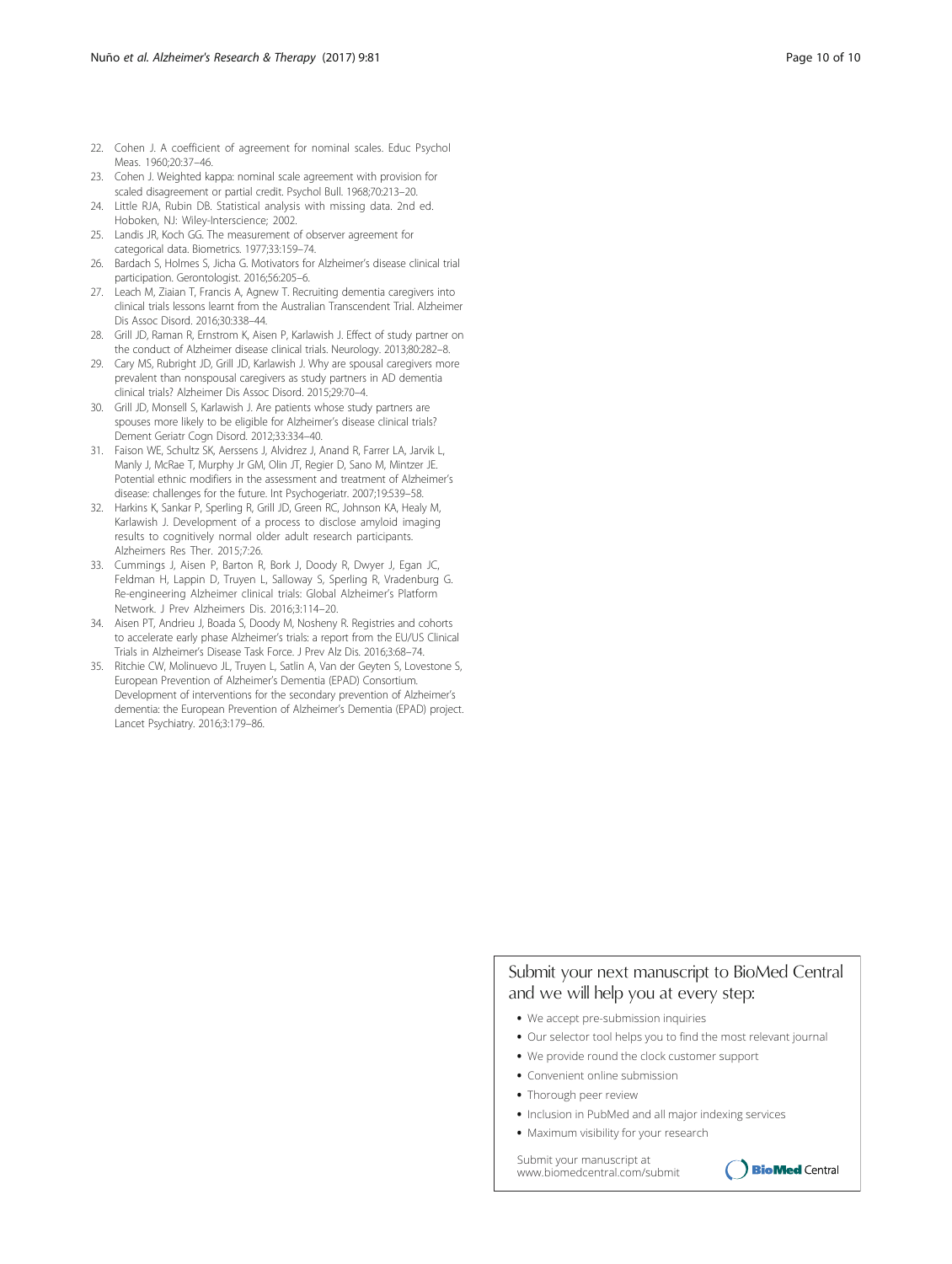22. Cohen J. A coefficient of agreement for nominal scales. Educ Psychol Meas. 1960;20:37–46.
23. Cohen J. Weighted kappa: nominal scale agreement with provision for scaled disagreement or partial credit. Psychol Bull. 1968;70:213–20.
24. Little RJA, Rubin DB. Statistical analysis with missing data. 2nd ed. Hoboken, NJ: Wiley-Interscience; 2002.
25. Landis JR, Koch GG. The measurement of observer agreement for categorical data. Biometrics. 1977;33:159–74.
26. Bardach S, Holmes S, Jicha G. Motivators for Alzheimer's disease clinical trial participation. Gerontologist. 2016;56:205–6.
27. Leach M, Ziaian T, Francis A, Agnew T. Recruiting dementia caregivers into clinical trials lessons learnt from the Australian Transcendent Trial. Alzheimer Dis Assoc Disord. 2016;30:338–44.
28. Grill JD, Raman R, Ernstrom K, Aisen P, Karlawish J. Effect of study partner on the conduct of Alzheimer disease clinical trials. Neurology. 2013;80:282–8.
29. Cary MS, Rubright JD, Grill JD, Karlawish J. Why are spousal caregivers more prevalent than nonspousal caregivers as study partners in AD dementia clinical trials? Alzheimer Dis Assoc Disord. 2015;29:70–4.
30. Grill JD, Monsell S, Karlawish J. Are patients whose study partners are spouses more likely to be eligible for Alzheimer's disease clinical trials? Dement Geriatr Cogn Disord. 2012;33:334–40.
31. Faison WE, Schultz SK, Aerssens J, Alvidrez J, Anand R, Farrer LA, Jarvik L, Manly J, McRae T, Murphy Jr GM, Olin JT, Regier D, Sano M, Mintzer JE. Potential ethnic modifiers in the assessment and treatment of Alzheimer's disease: challenges for the future. Int Psychogeriatr. 2007;19:539–58.
32. Harkins K, Sankar P, Sperling R, Grill JD, Green RC, Johnson KA, Healy M, Karlawish J. Development of a process to disclose amyloid imaging results to cognitively normal older adult research participants. Alzheimers Res Ther. 2015;7:26.
33. Cummings J, Aisen P, Barton R, Bork J, Doody R, Dwyer J, Egan JC, Feldman H, Lappin D, Truyen L, Salloway S, Sperling R, Vradenburg G. Re-engineering Alzheimer clinical trials: Global Alzheimer's Platform Network. J Prev Alzheimers Dis. 2016;3:114–20.
34. Aisen PT, Andrieu J, Boada S, Doody M, Nosheny R. Registries and cohorts to accelerate early phase Alzheimer's trials: a report from the EU/US Clinical Trials in Alzheimer's Disease Task Force. J Prev Alz Dis. 2016;3:68–74.
35. Ritchie CW, Molinuevo JL, Truyen L, Satlin A, Van der Geyten S, Lovestone S, European Prevention of Alzheimer's Dementia (EPAD) Consortium. Development of interventions for the secondary prevention of Alzheimer's dementia: the European Prevention of Alzheimer's Dementia (EPAD) project. Lancet Psychiatry. 2016;3:179–86.

Submit your next manuscript to BioMed Central and we will help you at every step:

- We accept pre-submission inquiries
- Our selector tool helps you to find the most relevant journal
- We provide round the clock customer support
- Convenient online submission
- Thorough peer review
- Inclusion in PubMed and all major indexing services
- Maximum visibility for your research

Submit your manuscript at www.biomedcentral.com/submit

BioMed Central